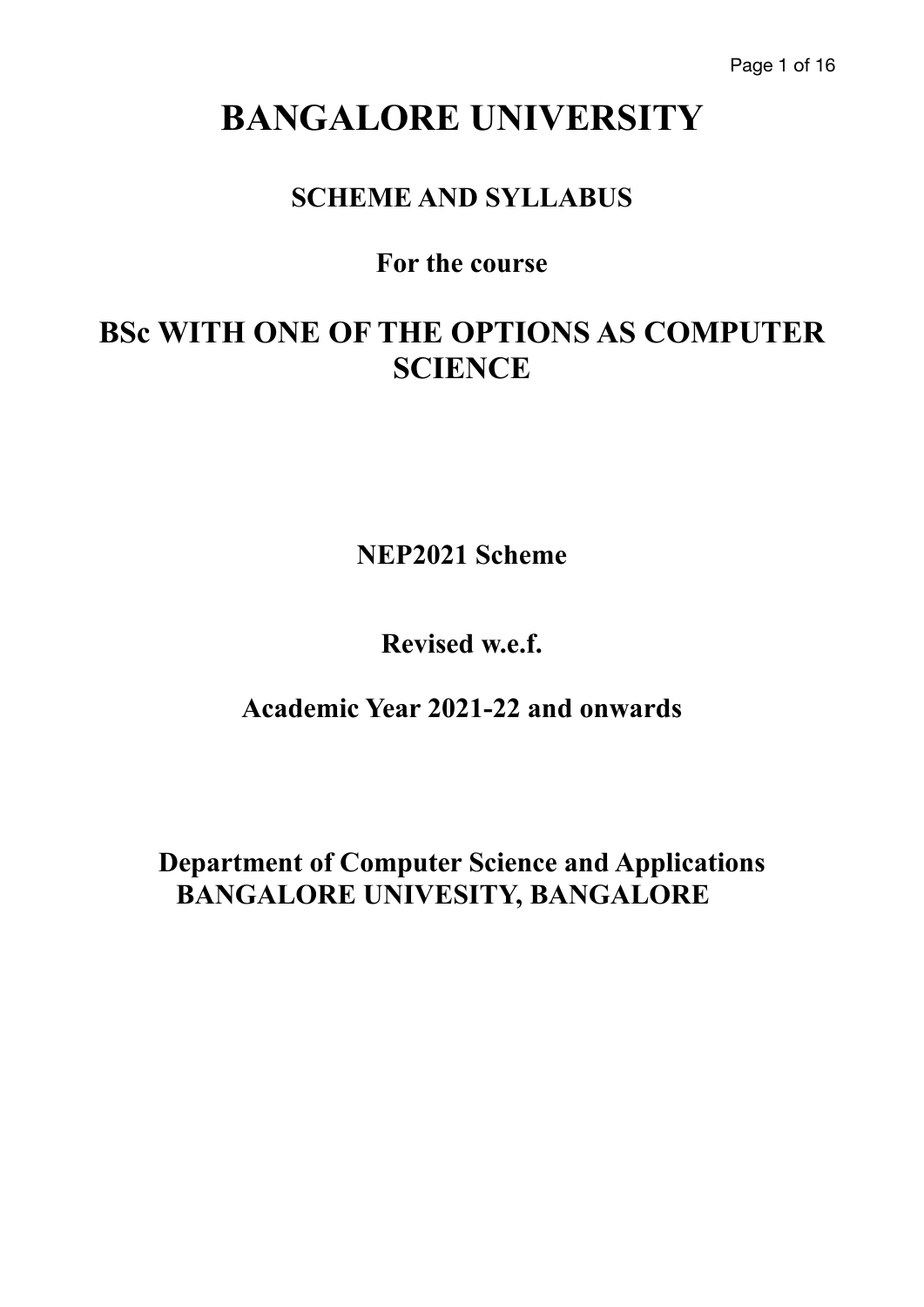# BANGALORE UNIVERSITY

## SCHEME AND SYLLABUS

## For the course

## BSc WITH ONE OF THE OPTIONS AS COMPUTER SCIENCE

**NEP2021 Scheme**

**Revised w.e.f.**

**Academic Year 2021-22 and onwards**

**Department of Computer Science and Applications**
**BANGALORE UNIVESITY, BANGALORE**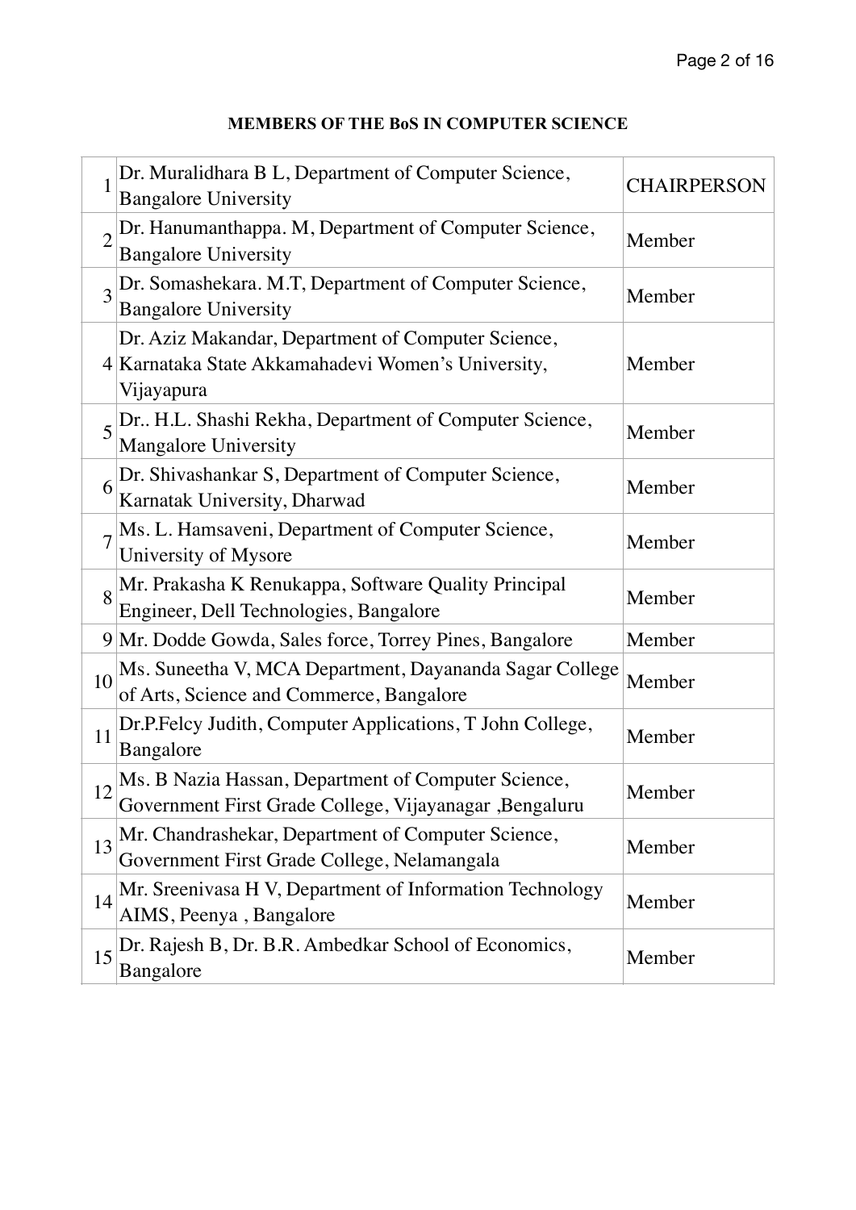**MEMBERS OF THE BoS IN COMPUTER SCIENCE**

| | | |
|---|---|---|
| 1 | Dr. Muralidhara B L, Department of Computer Science, Bangalore University | CHAIRPERSON |
| 2 | Dr. Hanumanthappa. M, Department of Computer Science, Bangalore University | Member |
| 3 | Dr. Somashekara. M.T, Department of Computer Science, Bangalore University | Member |
| 4 | Dr. Aziz Makandar, Department of Computer Science, Karnataka State Akkamahadevi Women's University, Vijayapura | Member |
| 5 | Dr.. H.L. Shashi Rekha, Department of Computer Science, Mangalore University | Member |
| 6 | Dr. Shivashankar S, Department of Computer Science, Karnatak University, Dharwad | Member |
| 7 | Ms. L. Hamsaveni, Department of Computer Science, University of Mysore | Member |
| 8 | Mr. Prakasha K Renukappa, Software Quality Principal Engineer, Dell Technologies, Bangalore | Member |
| 9 | Mr. Dodde Gowda, Sales force, Torrey Pines, Bangalore | Member |
| 10 | Ms. Suneetha V, MCA Department, Dayananda Sagar College of Arts, Science and Commerce, Bangalore | Member |
| 11 | Dr.P.Felcy Judith, Computer Applications, T John College, Bangalore | Member |
| 12 | Ms. B Nazia Hassan, Department of Computer Science, Government First Grade College, Vijayanagar ,Bengaluru | Member |
| 13 | Mr. Chandrashekar, Department of Computer Science, Government First Grade College, Nelamangala | Member |
| 14 | Mr. Sreenivasa H V, Department of Information Technology AIMS, Peenya , Bangalore | Member |
| 15 | Dr. Rajesh B, Dr. B.R. Ambedkar School of Economics, Bangalore | Member |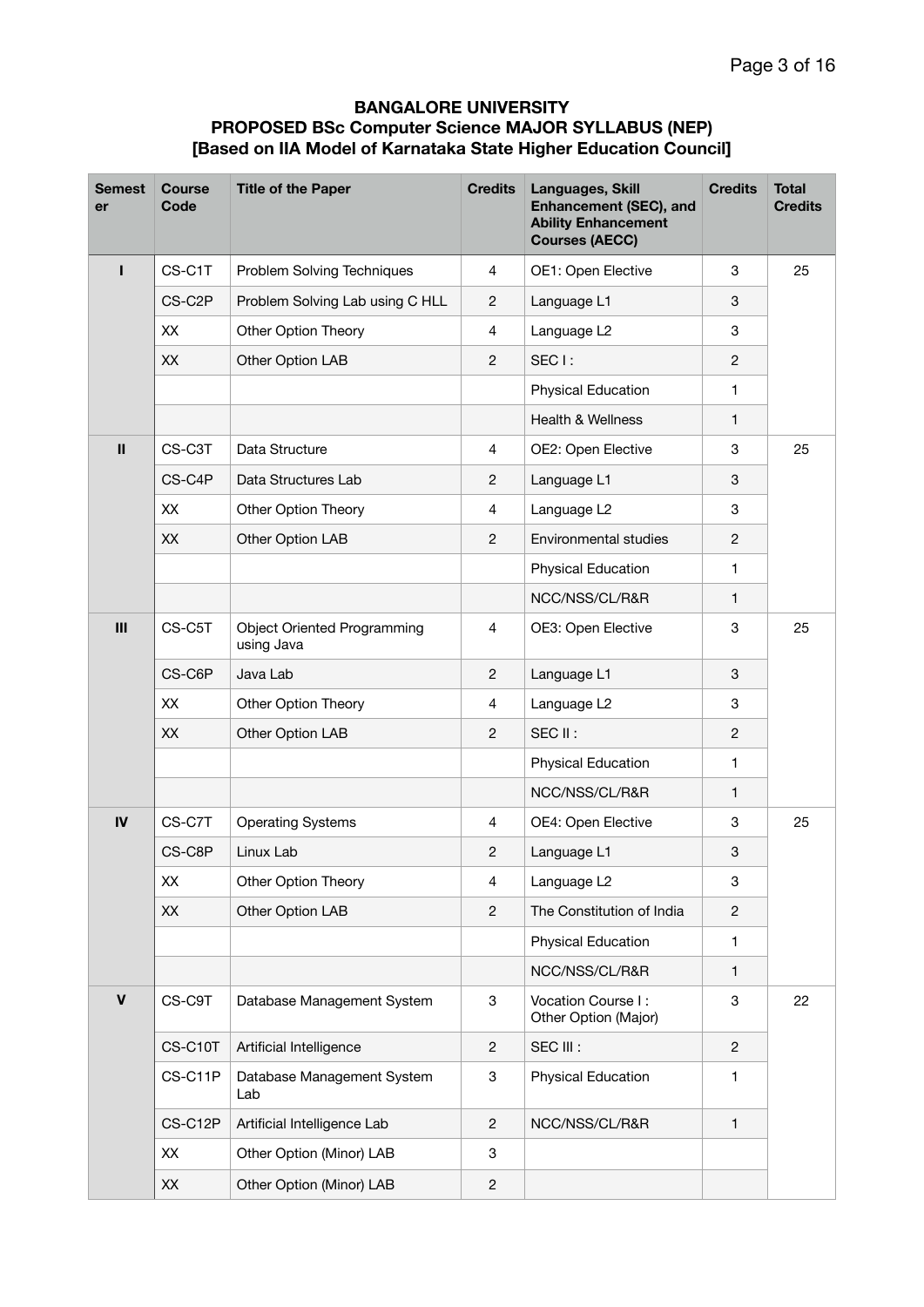**BANGALORE UNIVERSITY**
**PROPOSED BSc Computer Science MAJOR SYLLABUS (NEP)**
**[Based on IIA Model of Karnataka State Higher Education Council]**

| Semester | Course Code | Title of the Paper | Credits | Languages, Skill Enhancement (SEC), and Ability Enhancement Courses (AECC) | Credits | Total Credits |
|---|---|---|---|---|---|---|
| I | CS-C1T | Problem Solving Techniques | 4 | OE1: Open Elective | 3 | 25 |
| | CS-C2P | Problem Solving Lab using C HLL | 2 | Language L1 | 3 | |
| | XX | Other Option Theory | 4 | Language L2 | 3 | |
| | XX | Other Option LAB | 2 | SEC I : | 2 | |
| | | | | Physical Education | 1 | |
| | | | | Health & Wellness | 1 | |
| II | CS-C3T | Data Structure | 4 | OE2: Open Elective | 3 | 25 |
| | CS-C4P | Data Structures Lab | 2 | Language L1 | 3 | |
| | XX | Other Option Theory | 4 | Language L2 | 3 | |
| | XX | Other Option LAB | 2 | Environmental studies | 2 | |
| | | | | Physical Education | 1 | |
| | | | | NCC/NSS/CL/R&R | 1 | |
| III | CS-C5T | Object Oriented Programming using Java | 4 | OE3: Open Elective | 3 | 25 |
| | CS-C6P | Java Lab | 2 | Language L1 | 3 | |
| | XX | Other Option Theory | 4 | Language L2 | 3 | |
| | XX | Other Option LAB | 2 | SEC II : | 2 | |
| | | | | Physical Education | 1 | |
| | | | | NCC/NSS/CL/R&R | 1 | |
| IV | CS-C7T | Operating Systems | 4 | OE4: Open Elective | 3 | 25 |
| | CS-C8P | Linux Lab | 2 | Language L1 | 3 | |
| | XX | Other Option Theory | 4 | Language L2 | 3 | |
| | XX | Other Option LAB | 2 | The Constitution of India | 2 | |
| | | | | Physical Education | 1 | |
| | | | | NCC/NSS/CL/R&R | 1 | |
| V | CS-C9T | Database Management System | 3 | Vocation Course I : Other Option (Major) | 3 | 22 |
| | CS-C10T | Artificial Intelligence | 2 | SEC III : | 2 | |
| | CS-C11P | Database Management System Lab | 3 | Physical Education | 1 | |
| | CS-C12P | Artificial Intelligence Lab | 2 | NCC/NSS/CL/R&R | 1 | |
| | XX | Other Option (Minor) LAB | 3 | | | |
| | XX | Other Option (Minor) LAB | 2 | | | |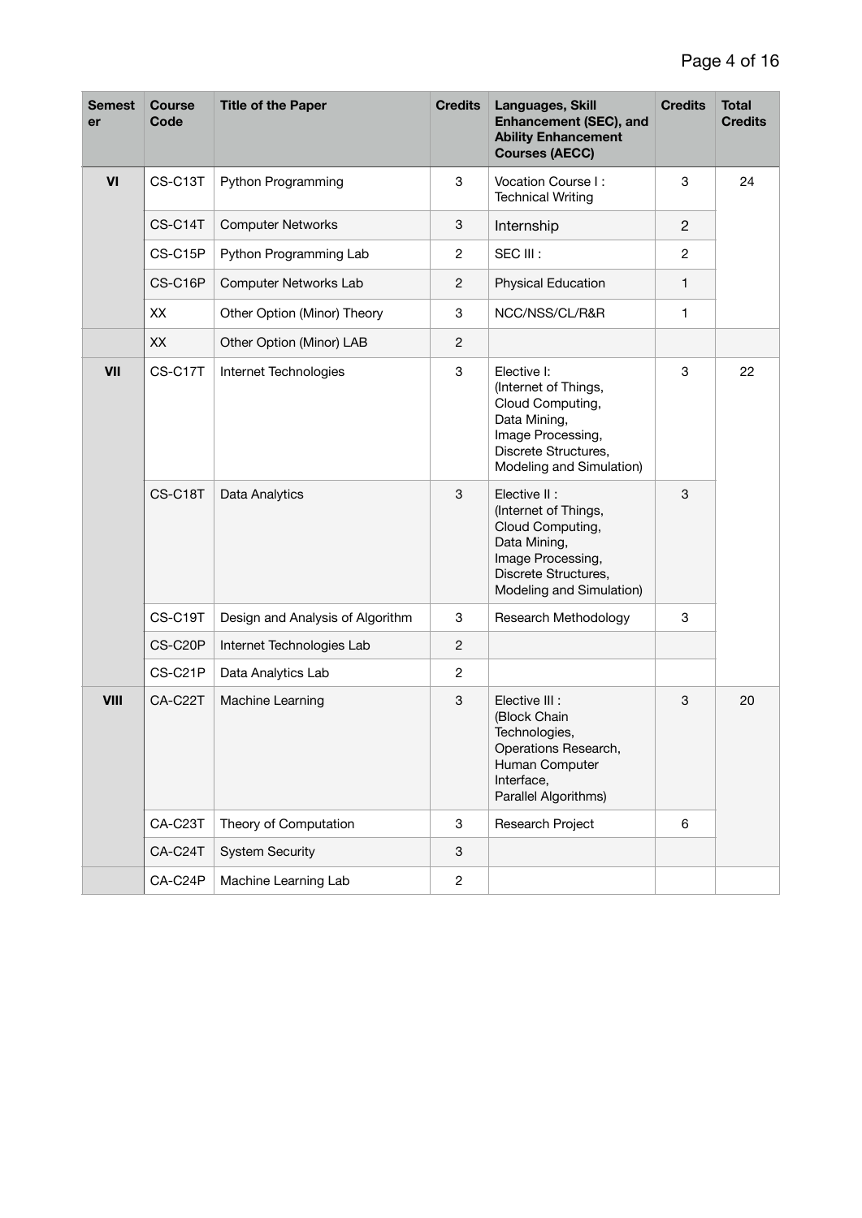| Semester | Course Code | Title of the Paper | Credits | Languages, Skill Enhancement (SEC), and Ability Enhancement Courses (AECC) | Credits | Total Credits |
|---|---|---|---|---|---|---|
| VI | CS-C13T | Python Programming | 3 | Vocation Course I : Technical Writing | 3 | 24 |
| | CS-C14T | Computer Networks | 3 | Internship | 2 | |
| | CS-C15P | Python Programming Lab | 2 | SEC III : | 2 | |
| | CS-C16P | Computer Networks Lab | 2 | Physical Education | 1 | |
| | XX | Other Option (Minor) Theory | 3 | NCC/NSS/CL/R&R | 1 | |
| | XX | Other Option (Minor) LAB | 2 | | | |
| VII | CS-C17T | Internet Technologies | 3 | Elective I: (Internet of Things, Cloud Computing, Data Mining, Image Processing, Discrete Structures, Modeling and Simulation) | 3 | 22 |
| | CS-C18T | Data Analytics | 3 | Elective II : (Internet of Things, Cloud Computing, Data Mining, Image Processing, Discrete Structures, Modeling and Simulation) | 3 | |
| | CS-C19T | Design and Analysis of Algorithm | 3 | Research Methodology | 3 | |
| | CS-C20P | Internet Technologies Lab | 2 | | | |
| | CS-C21P | Data Analytics Lab | 2 | | | |
| VIII | CA-C22T | Machine Learning | 3 | Elective III : (Block Chain Technologies, Operations Research, Human Computer Interface, Parallel Algorithms) | 3 | 20 |
| | CA-C23T | Theory of Computation | 3 | Research Project | 6 | |
| | CA-C24T | System Security | 3 | | | |
| | CA-C24P | Machine Learning Lab | 2 | | | |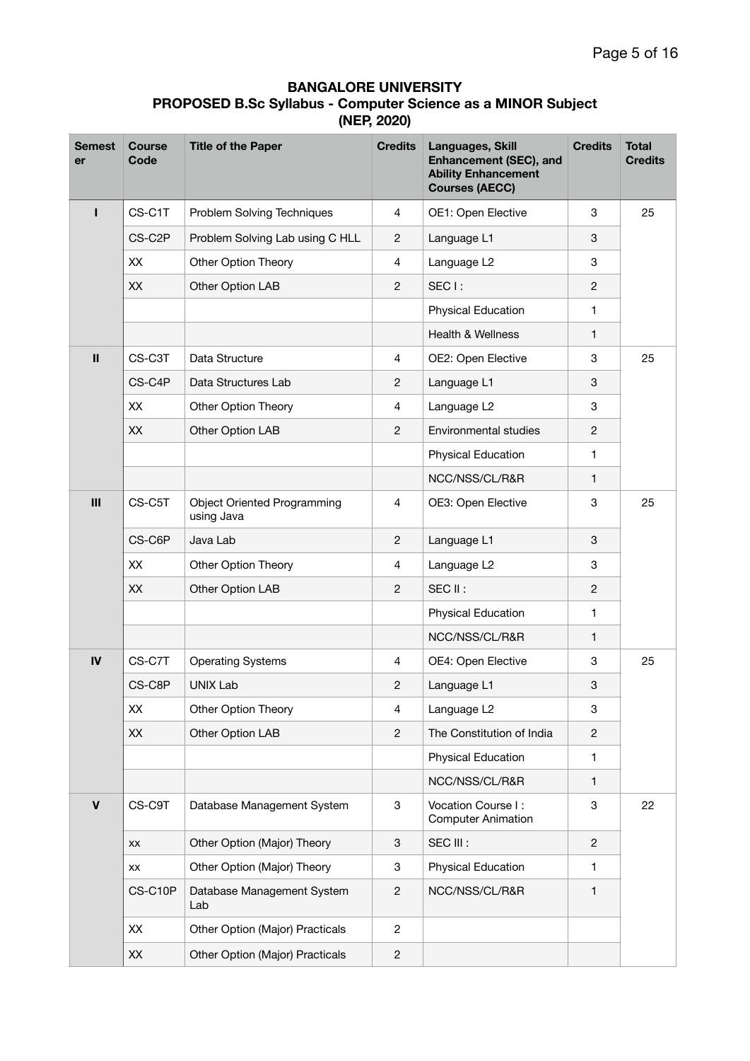**BANGALORE UNIVERSITY**
**PROPOSED B.Sc Syllabus - Computer Science as a MINOR Subject**
**(NEP, 2020)**

| Semester | Course Code | Title of the Paper | Credits | Languages, Skill Enhancement (SEC), and Ability Enhancement Courses (AECC) | Credits | Total Credits |
|---|---|---|---|---|---|---|
| I | CS-C1T | Problem Solving Techniques | 4 | OE1: Open Elective | 3 | 25 |
| | CS-C2P | Problem Solving Lab using C HLL | 2 | Language L1 | 3 | |
| | XX | Other Option Theory | 4 | Language L2 | 3 | |
| | XX | Other Option LAB | 2 | SEC I : | 2 | |
| | | | | Physical Education | 1 | |
| | | | | Health & Wellness | 1 | |
| II | CS-C3T | Data Structure | 4 | OE2: Open Elective | 3 | 25 |
| | CS-C4P | Data Structures Lab | 2 | Language L1 | 3 | |
| | XX | Other Option Theory | 4 | Language L2 | 3 | |
| | XX | Other Option LAB | 2 | Environmental studies | 2 | |
| | | | | Physical Education | 1 | |
| | | | | NCC/NSS/CL/R&R | 1 | |
| III | CS-C5T | Object Oriented Programming using Java | 4 | OE3: Open Elective | 3 | 25 |
| | CS-C6P | Java Lab | 2 | Language L1 | 3 | |
| | XX | Other Option Theory | 4 | Language L2 | 3 | |
| | XX | Other Option LAB | 2 | SEC II : | 2 | |
| | | | | Physical Education | 1 | |
| | | | | NCC/NSS/CL/R&R | 1 | |
| IV | CS-C7T | Operating Systems | 4 | OE4: Open Elective | 3 | 25 |
| | CS-C8P | UNIX Lab | 2 | Language L1 | 3 | |
| | XX | Other Option Theory | 4 | Language L2 | 3 | |
| | XX | Other Option LAB | 2 | The Constitution of India | 2 | |
| | | | | Physical Education | 1 | |
| | | | | NCC/NSS/CL/R&R | 1 | |
| V | CS-C9T | Database Management System | 3 | Vocation Course I : Computer Animation | 3 | 22 |
| | xx | Other Option (Major) Theory | 3 | SEC III : | 2 | |
| | xx | Other Option (Major) Theory | 3 | Physical Education | 1 | |
| | CS-C10P | Database Management System Lab | 2 | NCC/NSS/CL/R&R | 1 | |
| | XX | Other Option (Major) Practicals | 2 | | | |
| | XX | Other Option (Major) Practicals | 2 | | | |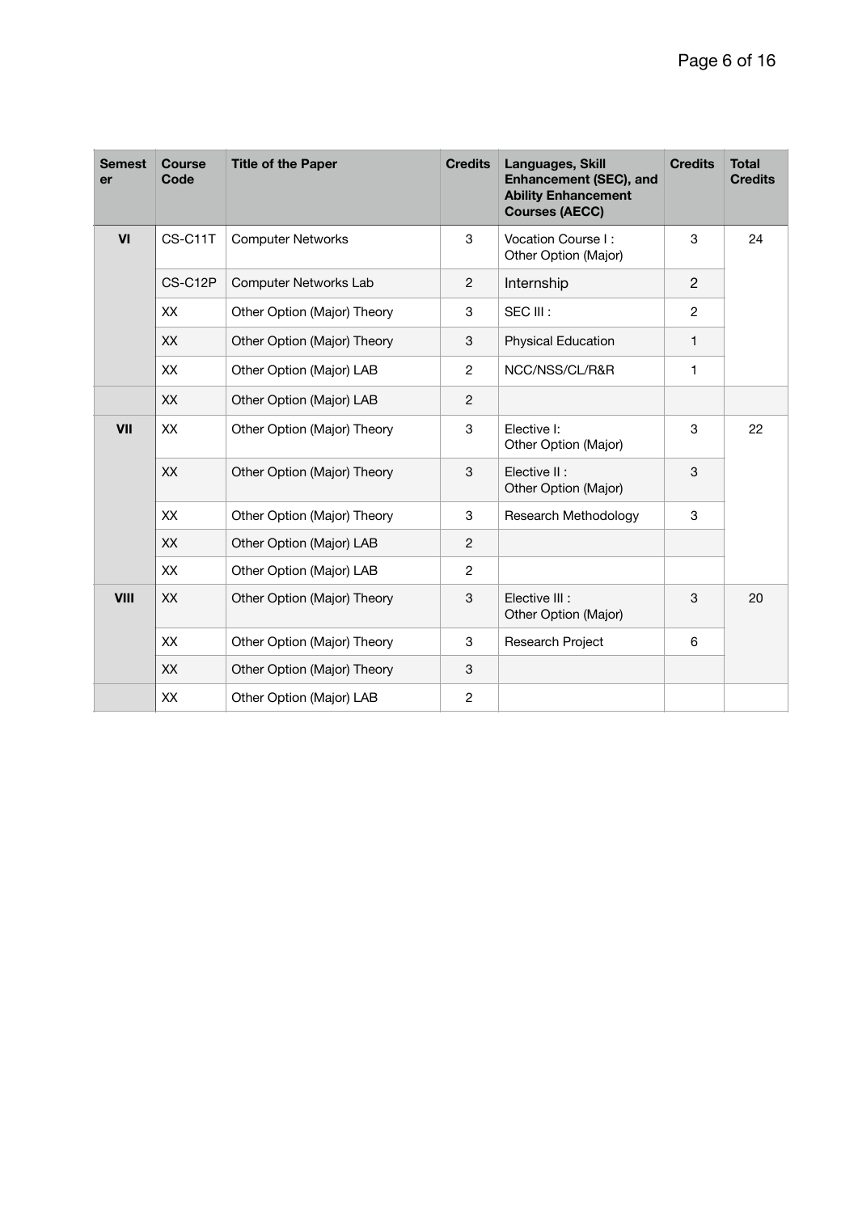| Semester | Course Code | Title of the Paper | Credits | Languages, Skill Enhancement (SEC), and Ability Enhancement Courses (AECC) | Credits | Total Credits |
|---|---|---|---|---|---|---|
| VI | CS-C11T | Computer Networks | 3 | Vocation Course I : Other Option (Major) | 3 | 24 |
| | CS-C12P | Computer Networks Lab | 2 | Internship | 2 | |
| | XX | Other Option (Major) Theory | 3 | SEC III : | 2 | |
| | XX | Other Option (Major) Theory | 3 | Physical Education | 1 | |
| | XX | Other Option (Major) LAB | 2 | NCC/NSS/CL/R&R | 1 | |
| | XX | Other Option (Major) LAB | 2 | | | |
| VII | XX | Other Option (Major) Theory | 3 | Elective I: Other Option (Major) | 3 | 22 |
| | XX | Other Option (Major) Theory | 3 | Elective II : Other Option (Major) | 3 | |
| | XX | Other Option (Major) Theory | 3 | Research Methodology | 3 | |
| | XX | Other Option (Major) LAB | 2 | | | |
| | XX | Other Option (Major) LAB | 2 | | | |
| VIII | XX | Other Option (Major) Theory | 3 | Elective III : Other Option (Major) | 3 | 20 |
| | XX | Other Option (Major) Theory | 3 | Research Project | 6 | |
| | XX | Other Option (Major) Theory | 3 | | | |
| | XX | Other Option (Major) LAB | 2 | | | |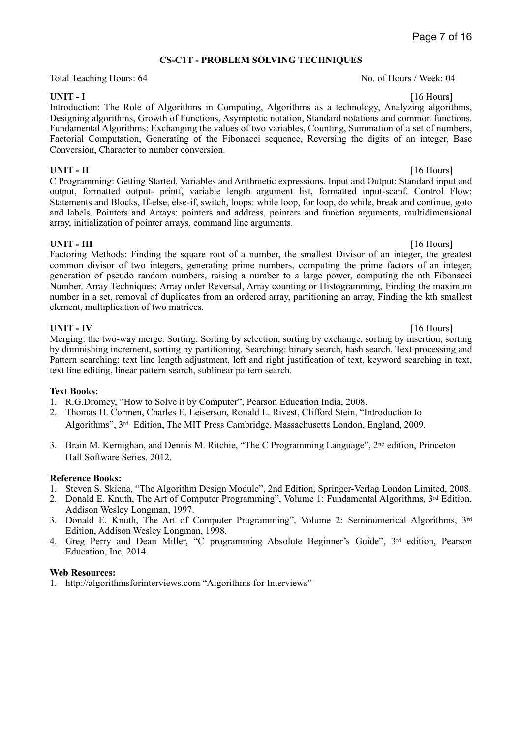## CS-C1T - PROBLEM SOLVING TECHNIQUES

Total Teaching Hours: 64 No. of Hours / Week: 04

**UNIT - I** [16 Hours]

Introduction: The Role of Algorithms in Computing, Algorithms as a technology, Analyzing algorithms, Designing algorithms, Growth of Functions, Asymptotic notation, Standard notations and common functions. Fundamental Algorithms: Exchanging the values of two variables, Counting, Summation of a set of numbers, Factorial Computation, Generating of the Fibonacci sequence, Reversing the digits of an integer, Base Conversion, Character to number conversion.

**UNIT - II** [16 Hours]

C Programming: Getting Started, Variables and Arithmetic expressions. Input and Output: Standard input and output, formatted output- printf, variable length argument list, formatted input-scanf. Control Flow: Statements and Blocks, If-else, else-if, switch, loops: while loop, for loop, do while, break and continue, goto and labels. Pointers and Arrays: pointers and address, pointers and function arguments, multidimensional array, initialization of pointer arrays, command line arguments.

**UNIT - III** [16 Hours]

Factoring Methods: Finding the square root of a number, the smallest Divisor of an integer, the greatest common divisor of two integers, generating prime numbers, computing the prime factors of an integer, generation of pseudo random numbers, raising a number to a large power, computing the nth Fibonacci Number. Array Techniques: Array order Reversal, Array counting or Histogramming, Finding the maximum number in a set, removal of duplicates from an ordered array, partitioning an array, Finding the kth smallest element, multiplication of two matrices.

**UNIT - IV** [16 Hours]

Merging: the two-way merge. Sorting: Sorting by selection, sorting by exchange, sorting by insertion, sorting by diminishing increment, sorting by partitioning. Searching: binary search, hash search. Text processing and Pattern searching: text line length adjustment, left and right justification of text, keyword searching in text, text line editing, linear pattern search, sublinear pattern search.

**Text Books:**

1. R.G.Dromey, "How to Solve it by Computer", Pearson Education India, 2008.
2. Thomas H. Cormen, Charles E. Leiserson, Ronald L. Rivest, Clifford Stein, "Introduction to Algorithms", 3rd Edition, The MIT Press Cambridge, Massachusetts London, England, 2009.
3. Brain M. Kernighan, and Dennis M. Ritchie, "The C Programming Language", 2nd edition, Princeton Hall Software Series, 2012.

**Reference Books:**

1. Steven S. Skiena, "The Algorithm Design Module", 2nd Edition, Springer-Verlag London Limited, 2008.
2. Donald E. Knuth, The Art of Computer Programming", Volume 1: Fundamental Algorithms, 3rd Edition, Addison Wesley Longman, 1997.
3. Donald E. Knuth, The Art of Computer Programming", Volume 2: Seminumerical Algorithms, 3rd Edition, Addison Wesley Longman, 1998.
4. Greg Perry and Dean Miller, "C programming Absolute Beginner's Guide", 3rd edition, Pearson Education, Inc, 2014.

**Web Resources:**

1. http://algorithmsforinterviews.com "Algorithms for Interviews"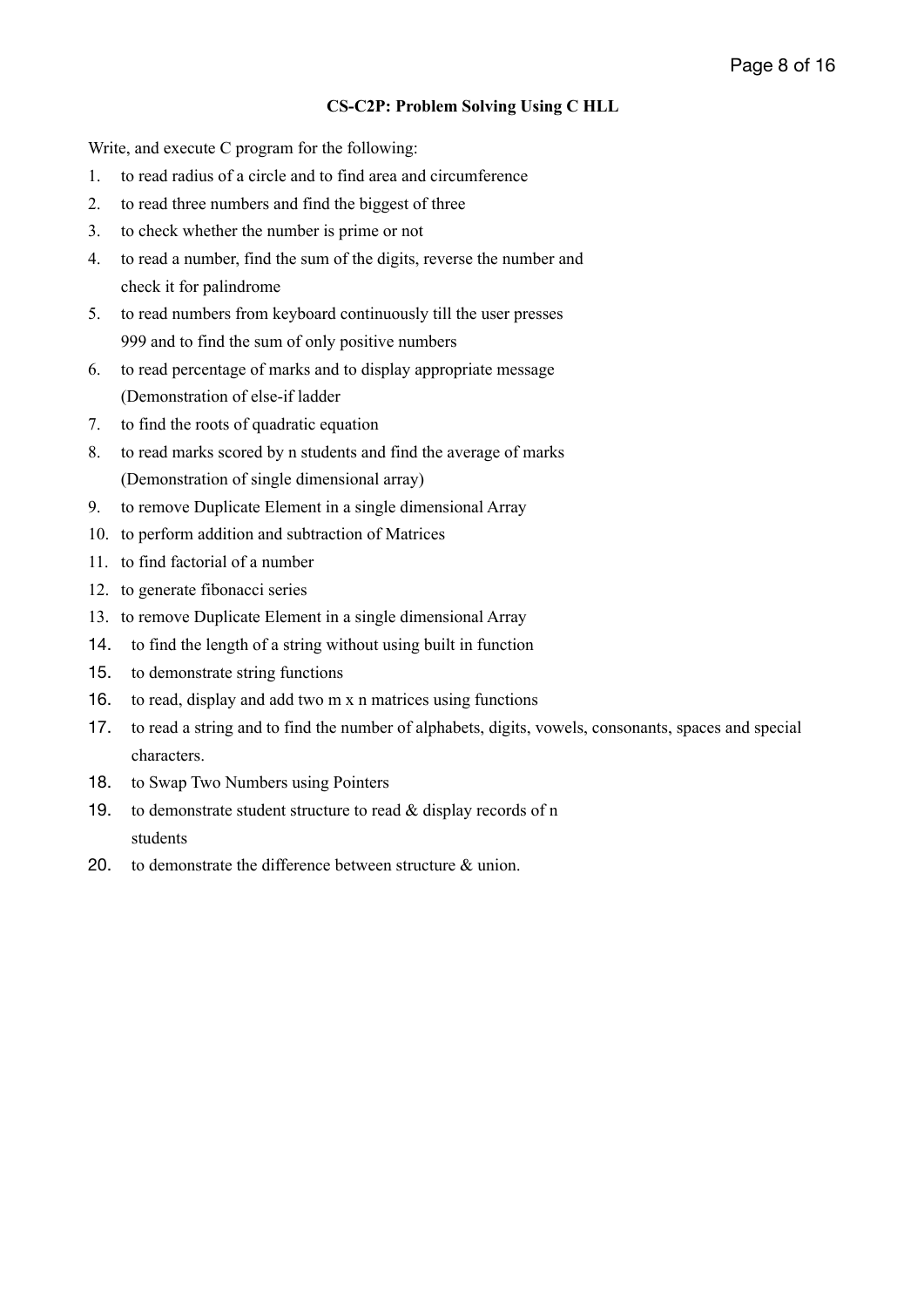## CS-C2P: Problem Solving Using C HLL

Write, and execute C program for the following:

1. to read radius of a circle and to find area and circumference
2. to read three numbers and find the biggest of three
3. to check whether the number is prime or not
4. to read a number, find the sum of the digits, reverse the number and check it for palindrome
5. to read numbers from keyboard continuously till the user presses 999 and to find the sum of only positive numbers
6. to read percentage of marks and to display appropriate message (Demonstration of else-if ladder
7. to find the roots of quadratic equation
8. to read marks scored by n students and find the average of marks (Demonstration of single dimensional array)
9. to remove Duplicate Element in a single dimensional Array
10. to perform addition and subtraction of Matrices
11. to find factorial of a number
12. to generate fibonacci series
13. to remove Duplicate Element in a single dimensional Array
14. to find the length of a string without using built in function
15. to demonstrate string functions
16. to read, display and add two m x n matrices using functions
17. to read a string and to find the number of alphabets, digits, vowels, consonants, spaces and special characters.
18. to Swap Two Numbers using Pointers
19. to demonstrate student structure to read & display records of n students
20. to demonstrate the difference between structure & union.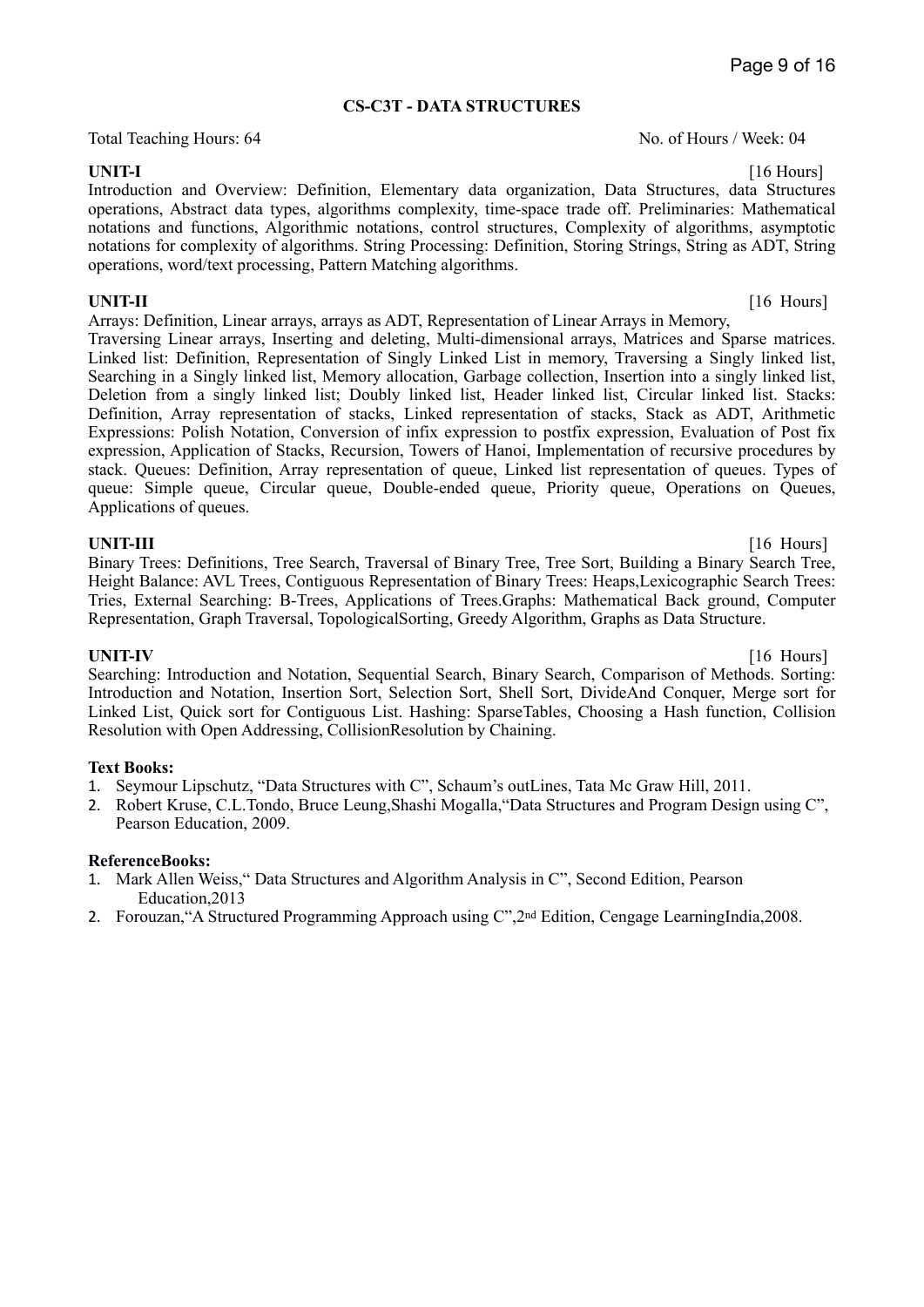## CS-C3T - DATA STRUCTURES

Total Teaching Hours: 64 No. of Hours / Week: 04

**UNIT-I** [16 Hours]

Introduction and Overview: Definition, Elementary data organization, Data Structures, data Structures operations, Abstract data types, algorithms complexity, time-space trade off. Preliminaries: Mathematical notations and functions, Algorithmic notations, control structures, Complexity of algorithms, asymptotic notations for complexity of algorithms. String Processing: Definition, Storing Strings, String as ADT, String operations, word/text processing, Pattern Matching algorithms.

**UNIT-II** [16 Hours]

Arrays: Definition, Linear arrays, arrays as ADT, Representation of Linear Arrays in Memory, Traversing Linear arrays, Inserting and deleting, Multi-dimensional arrays, Matrices and Sparse matrices. Linked list: Definition, Representation of Singly Linked List in memory, Traversing a Singly linked list, Searching in a Singly linked list, Memory allocation, Garbage collection, Insertion into a singly linked list, Deletion from a singly linked list; Doubly linked list, Header linked list, Circular linked list. Stacks: Definition, Array representation of stacks, Linked representation of stacks, Stack as ADT, Arithmetic Expressions: Polish Notation, Conversion of infix expression to postfix expression, Evaluation of Post fix expression, Application of Stacks, Recursion, Towers of Hanoi, Implementation of recursive procedures by stack. Queues: Definition, Array representation of queue, Linked list representation of queues. Types of queue: Simple queue, Circular queue, Double-ended queue, Priority queue, Operations on Queues, Applications of queues.

**UNIT-III** [16 Hours]

Binary Trees: Definitions, Tree Search, Traversal of Binary Tree, Tree Sort, Building a Binary Search Tree, Height Balance: AVL Trees, Contiguous Representation of Binary Trees: Heaps,Lexicographic Search Trees: Tries, External Searching: B-Trees, Applications of Trees.Graphs: Mathematical Back ground, Computer Representation, Graph Traversal, TopologicalSorting, Greedy Algorithm, Graphs as Data Structure.

**UNIT-IV** [16 Hours]

Searching: Introduction and Notation, Sequential Search, Binary Search, Comparison of Methods. Sorting: Introduction and Notation, Insertion Sort, Selection Sort, Shell Sort, DivideAnd Conquer, Merge sort for Linked List, Quick sort for Contiguous List. Hashing: SparseTables, Choosing a Hash function, Collision Resolution with Open Addressing, CollisionResolution by Chaining.

**Text Books:**

1. Seymour Lipschutz, "Data Structures with C", Schaum's outLines, Tata Mc Graw Hill, 2011.
2. Robert Kruse, C.L.Tondo, Bruce Leung,Shashi Mogalla,"Data Structures and Program Design using C", Pearson Education, 2009.

**ReferenceBooks:**

1. Mark Allen Weiss," Data Structures and Algorithm Analysis in C", Second Edition, Pearson Education,2013
2. Forouzan,"A Structured Programming Approach using C",2nd Edition, Cengage LearningIndia,2008.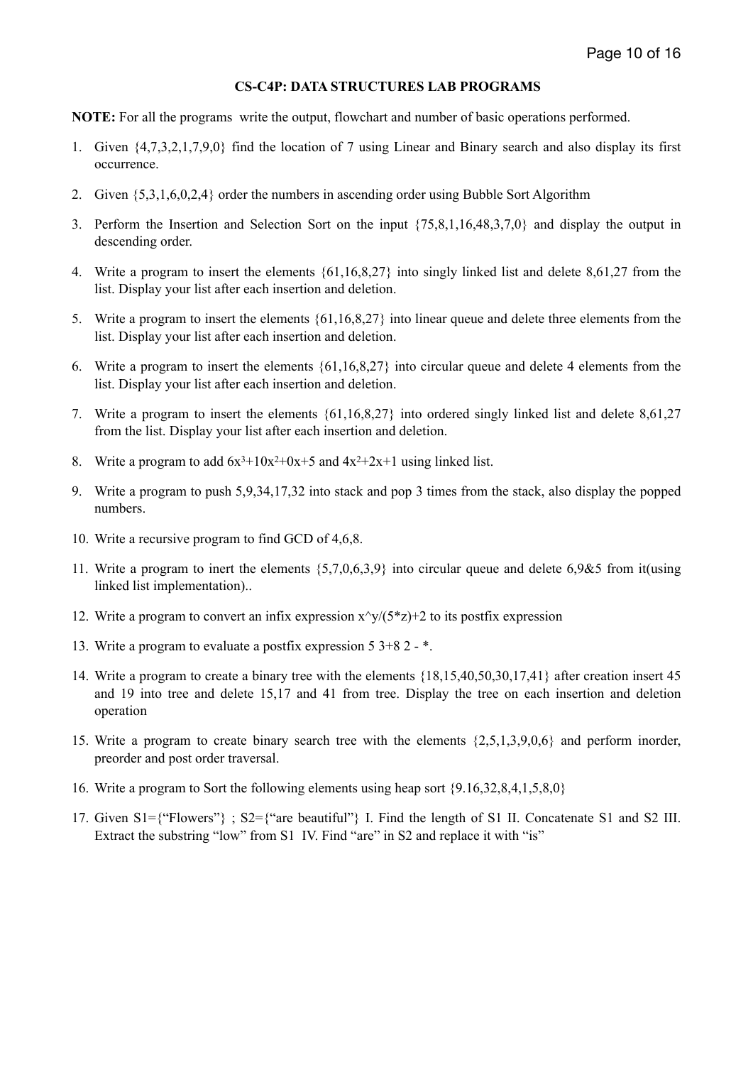## CS-C4P: DATA STRUCTURES LAB PROGRAMS

**NOTE:** For all the programs write the output, flowchart and number of basic operations performed.

1. Given {4,7,3,2,1,7,9,0} find the location of 7 using Linear and Binary search and also display its first occurrence.
2. Given {5,3,1,6,0,2,4} order the numbers in ascending order using Bubble Sort Algorithm
3. Perform the Insertion and Selection Sort on the input {75,8,1,16,48,3,7,0} and display the output in descending order.
4. Write a program to insert the elements {61,16,8,27} into singly linked list and delete 8,61,27 from the list. Display your list after each insertion and deletion.
5. Write a program to insert the elements {61,16,8,27} into linear queue and delete three elements from the list. Display your list after each insertion and deletion.
6. Write a program to insert the elements {61,16,8,27} into circular queue and delete 4 elements from the list. Display your list after each insertion and deletion.
7. Write a program to insert the elements {61,16,8,27} into ordered singly linked list and delete 8,61,27 from the list. Display your list after each insertion and deletion.
8. Write a program to add $6x^3+10x^2+0x+5$ and $4x^2+2x+1$ using linked list.
9. Write a program to push 5,9,34,17,32 into stack and pop 3 times from the stack, also display the popped numbers.
10. Write a recursive program to find GCD of 4,6,8.
11. Write a program to inert the elements {5,7,0,6,3,9} into circular queue and delete 6,9&5 from it(using linked list implementation)..
12. Write a program to convert an infix expression x^y/(5*z)+2 to its postfix expression
13. Write a program to evaluate a postfix expression 5 3+8 2 - *.
14. Write a program to create a binary tree with the elements {18,15,40,50,30,17,41} after creation insert 45 and 19 into tree and delete 15,17 and 41 from tree. Display the tree on each insertion and deletion operation
15. Write a program to create binary search tree with the elements {2,5,1,3,9,0,6} and perform inorder, preorder and post order traversal.
16. Write a program to Sort the following elements using heap sort {9.16,32,8,4,1,5,8,0}
17. Given S1={"Flowers"} ; S2={"are beautiful"} I. Find the length of S1 II. Concatenate S1 and S2 III. Extract the substring "low" from S1 IV. Find "are" in S2 and replace it with "is"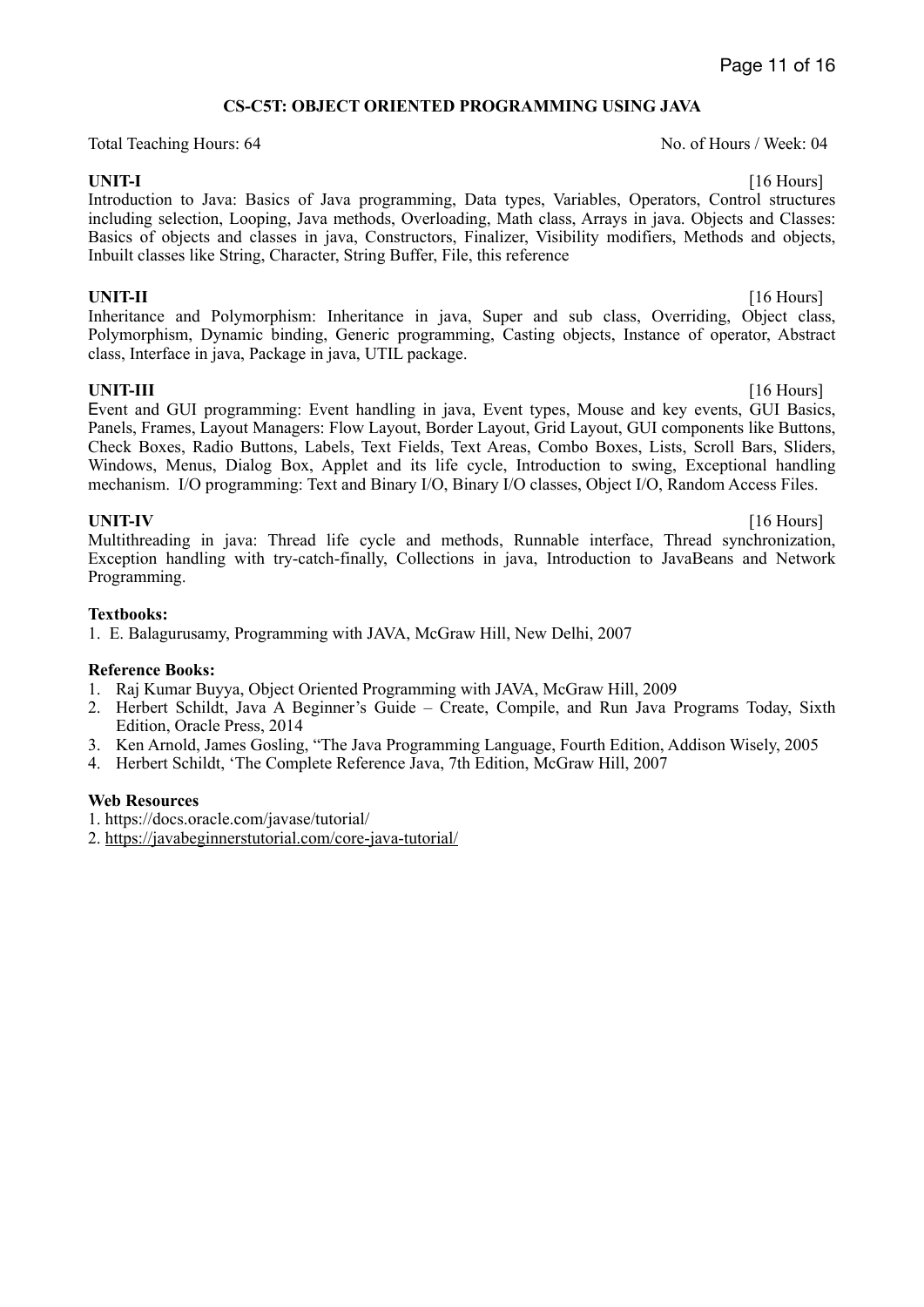## CS-C5T: OBJECT ORIENTED PROGRAMMING USING JAVA

Total Teaching Hours: 64 No. of Hours / Week: 04

**UNIT-I** [16 Hours]

Introduction to Java: Basics of Java programming, Data types, Variables, Operators, Control structures including selection, Looping, Java methods, Overloading, Math class, Arrays in java. Objects and Classes: Basics of objects and classes in java, Constructors, Finalizer, Visibility modifiers, Methods and objects, Inbuilt classes like String, Character, String Buffer, File, this reference

**UNIT-II** [16 Hours]

Inheritance and Polymorphism: Inheritance in java, Super and sub class, Overriding, Object class, Polymorphism, Dynamic binding, Generic programming, Casting objects, Instance of operator, Abstract class, Interface in java, Package in java, UTIL package.

**UNIT-III** [16 Hours]

Event and GUI programming: Event handling in java, Event types, Mouse and key events, GUI Basics, Panels, Frames, Layout Managers: Flow Layout, Border Layout, Grid Layout, GUI components like Buttons, Check Boxes, Radio Buttons, Labels, Text Fields, Text Areas, Combo Boxes, Lists, Scroll Bars, Sliders, Windows, Menus, Dialog Box, Applet and its life cycle, Introduction to swing, Exceptional handling mechanism. I/O programming: Text and Binary I/O, Binary I/O classes, Object I/O, Random Access Files.

**UNIT-IV** [16 Hours]

Multithreading in java: Thread life cycle and methods, Runnable interface, Thread synchronization, Exception handling with try-catch-finally, Collections in java, Introduction to JavaBeans and Network Programming.

**Textbooks:**

1. E. Balagurusamy, Programming with JAVA, McGraw Hill, New Delhi, 2007

**Reference Books:**

1. Raj Kumar Buyya, Object Oriented Programming with JAVA, McGraw Hill, 2009
2. Herbert Schildt, Java A Beginner's Guide – Create, Compile, and Run Java Programs Today, Sixth Edition, Oracle Press, 2014
3. Ken Arnold, James Gosling, "The Java Programming Language, Fourth Edition, Addison Wisely, 2005
4. Herbert Schildt, 'The Complete Reference Java, 7th Edition, McGraw Hill, 2007

**Web Resources**

1. https://docs.oracle.com/javase/tutorial/
2. https://javabeginnerstutorial.com/core-java-tutorial/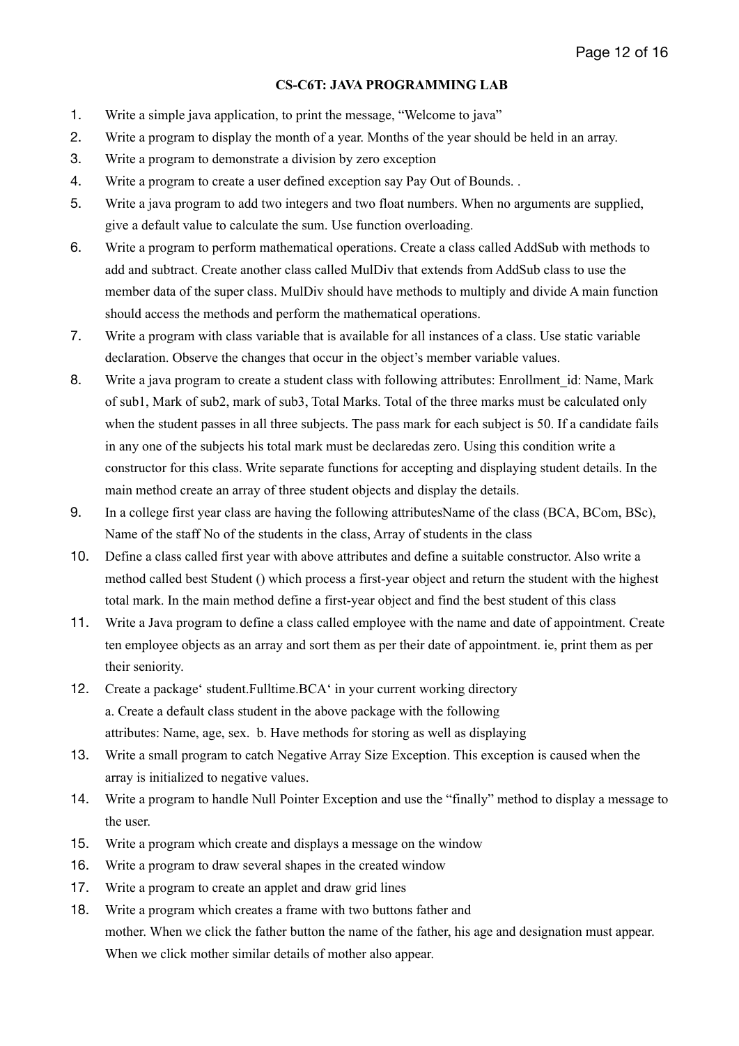## CS-C6T: JAVA PROGRAMMING LAB

1. Write a simple java application, to print the message, "Welcome to java"
2. Write a program to display the month of a year. Months of the year should be held in an array.
3. Write a program to demonstrate a division by zero exception
4. Write a program to create a user defined exception say Pay Out of Bounds. .
5. Write a java program to add two integers and two float numbers. When no arguments are supplied, give a default value to calculate the sum. Use function overloading.
6. Write a program to perform mathematical operations. Create a class called AddSub with methods to add and subtract. Create another class called MulDiv that extends from AddSub class to use the member data of the super class. MulDiv should have methods to multiply and divide A main function should access the methods and perform the mathematical operations.
7. Write a program with class variable that is available for all instances of a class. Use static variable declaration. Observe the changes that occur in the object's member variable values.
8. Write a java program to create a student class with following attributes: Enrollment_id: Name, Mark of sub1, Mark of sub2, mark of sub3, Total Marks. Total of the three marks must be calculated only when the student passes in all three subjects. The pass mark for each subject is 50. If a candidate fails in any one of the subjects his total mark must be declaredas zero. Using this condition write a constructor for this class. Write separate functions for accepting and displaying student details. In the main method create an array of three student objects and display the details.
9. In a college first year class are having the following attributesName of the class (BCA, BCom, BSc), Name of the staff No of the students in the class, Array of students in the class
10. Define a class called first year with above attributes and define a suitable constructor. Also write a method called best Student () which process a first-year object and return the student with the highest total mark. In the main method define a first-year object and find the best student of this class
11. Write a Java program to define a class called employee with the name and date of appointment. Create ten employee objects as an array and sort them as per their date of appointment. ie, print them as per their seniority.
12. Create a package‘ student.Fulltime.BCA‘ in your current working directory
    a. Create a default class student in the above package with the following attributes: Name, age, sex. b. Have methods for storing as well as displaying
13. Write a small program to catch Negative Array Size Exception. This exception is caused when the array is initialized to negative values.
14. Write a program to handle Null Pointer Exception and use the "finally" method to display a message to the user.
15. Write a program which create and displays a message on the window
16. Write a program to draw several shapes in the created window
17. Write a program to create an applet and draw grid lines
18. Write a program which creates a frame with two buttons father and mother. When we click the father button the name of the father, his age and designation must appear. When we click mother similar details of mother also appear.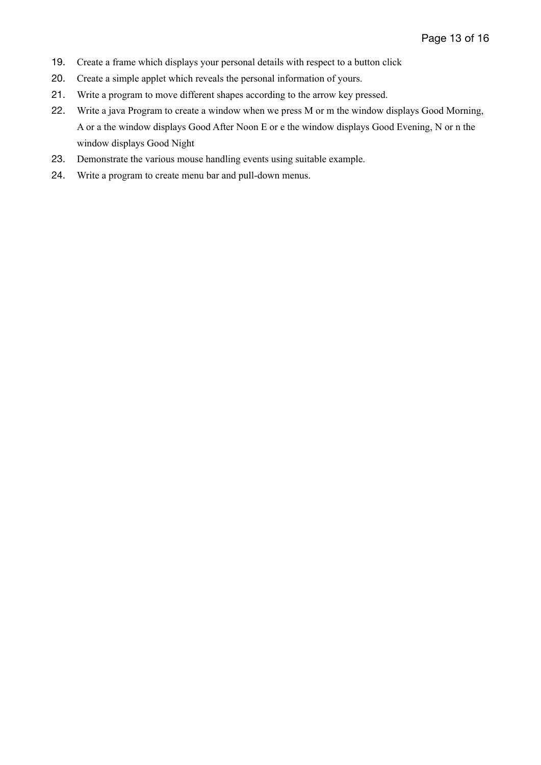19. Create a frame which displays your personal details with respect to a button click
20. Create a simple applet which reveals the personal information of yours.
21. Write a program to move different shapes according to the arrow key pressed.
22. Write a java Program to create a window when we press M or m the window displays Good Morning, A or a the window displays Good After Noon E or e the window displays Good Evening, N or n the window displays Good Night
23. Demonstrate the various mouse handling events using suitable example.
24. Write a program to create menu bar and pull-down menus.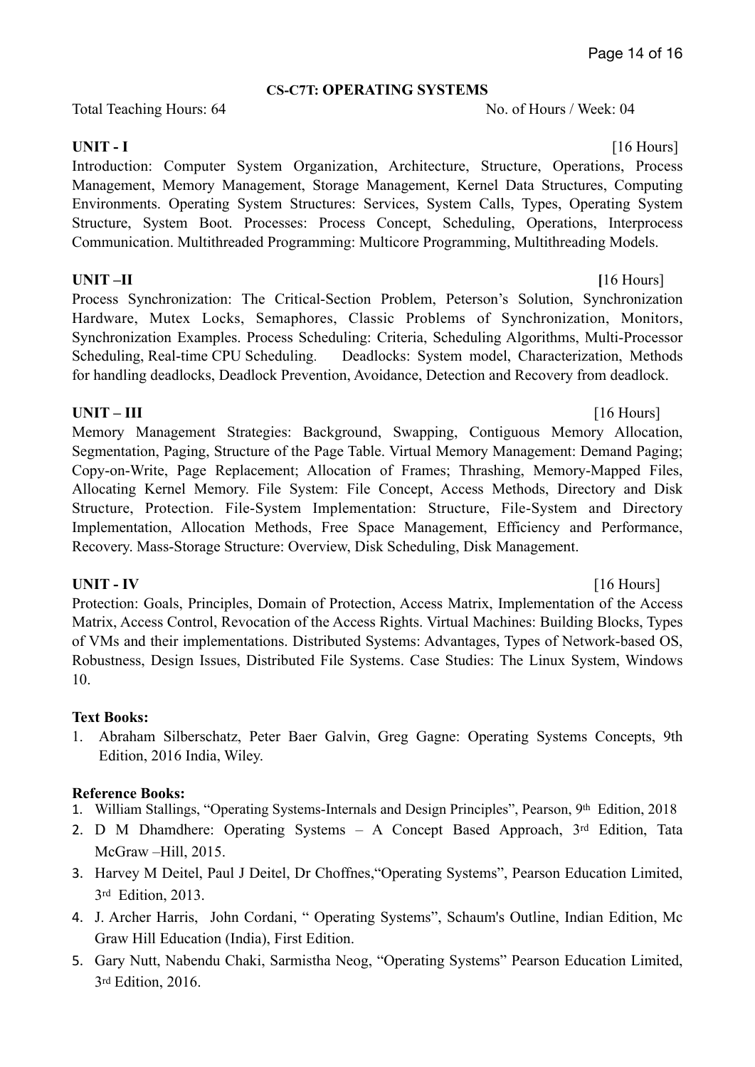## CS-C7T: OPERATING SYSTEMS

Total Teaching Hours: 64 No. of Hours / Week: 04

**UNIT - I** [16 Hours]

Introduction: Computer System Organization, Architecture, Structure, Operations, Process Management, Memory Management, Storage Management, Kernel Data Structures, Computing Environments. Operating System Structures: Services, System Calls, Types, Operating System Structure, System Boot. Processes: Process Concept, Scheduling, Operations, Interprocess Communication. Multithreaded Programming: Multicore Programming, Multithreading Models.

**UNIT –II** [16 Hours]

Process Synchronization: The Critical-Section Problem, Peterson's Solution, Synchronization Hardware, Mutex Locks, Semaphores, Classic Problems of Synchronization, Monitors, Synchronization Examples. Process Scheduling: Criteria, Scheduling Algorithms, Multi-Processor Scheduling, Real-time CPU Scheduling. Deadlocks: System model, Characterization, Methods for handling deadlocks, Deadlock Prevention, Avoidance, Detection and Recovery from deadlock.

**UNIT – III** [16 Hours]

Memory Management Strategies: Background, Swapping, Contiguous Memory Allocation, Segmentation, Paging, Structure of the Page Table. Virtual Memory Management: Demand Paging; Copy-on-Write, Page Replacement; Allocation of Frames; Thrashing, Memory-Mapped Files, Allocating Kernel Memory. File System: File Concept, Access Methods, Directory and Disk Structure, Protection. File-System Implementation: Structure, File-System and Directory Implementation, Allocation Methods, Free Space Management, Efficiency and Performance, Recovery. Mass-Storage Structure: Overview, Disk Scheduling, Disk Management.

**UNIT - IV** [16 Hours]

Protection: Goals, Principles, Domain of Protection, Access Matrix, Implementation of the Access Matrix, Access Control, Revocation of the Access Rights. Virtual Machines: Building Blocks, Types of VMs and their implementations. Distributed Systems: Advantages, Types of Network-based OS, Robustness, Design Issues, Distributed File Systems. Case Studies: The Linux System, Windows 10.

**Text Books:**

1. Abraham Silberschatz, Peter Baer Galvin, Greg Gagne: Operating Systems Concepts, 9th Edition, 2016 India, Wiley.

**Reference Books:**

1. William Stallings, "Operating Systems-Internals and Design Principles", Pearson, 9th Edition, 2018
2. D M Dhamdhere: Operating Systems – A Concept Based Approach, 3rd Edition, Tata McGraw –Hill, 2015.
3. Harvey M Deitel, Paul J Deitel, Dr Choffnes,"Operating Systems", Pearson Education Limited, 3rd Edition, 2013.
4. J. Archer Harris, John Cordani, " Operating Systems", Schaum's Outline, Indian Edition, Mc Graw Hill Education (India), First Edition.
5. Gary Nutt, Nabendu Chaki, Sarmistha Neog, "Operating Systems" Pearson Education Limited, 3rd Edition, 2016.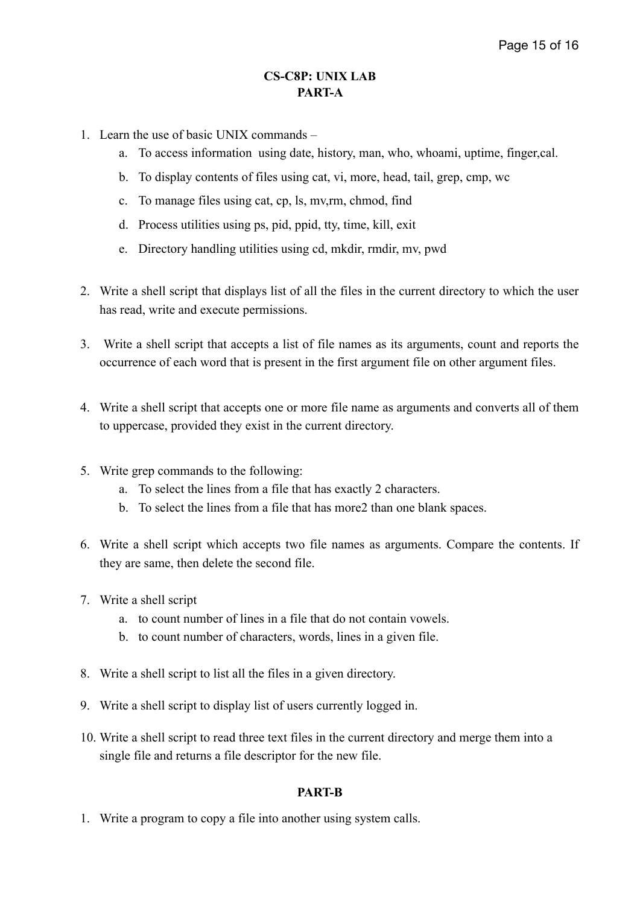**CS-C8P: UNIX LAB**
**PART-A**

1. Learn the use of basic UNIX commands –
   a. To access information using date, history, man, who, whoami, uptime, finger,cal.
   b. To display contents of files using cat, vi, more, head, tail, grep, cmp, wc
   c. To manage files using cat, cp, ls, mv,rm, chmod, find
   d. Process utilities using ps, pid, ppid, tty, time, kill, exit
   e. Directory handling utilities using cd, mkdir, rmdir, mv, pwd

2. Write a shell script that displays list of all the files in the current directory to which the user has read, write and execute permissions.

3. Write a shell script that accepts a list of file names as its arguments, count and reports the occurrence of each word that is present in the first argument file on other argument files.

4. Write a shell script that accepts one or more file name as arguments and converts all of them to uppercase, provided they exist in the current directory.

5. Write grep commands to the following:
   a. To select the lines from a file that has exactly 2 characters.
   b. To select the lines from a file that has more2 than one blank spaces.

6. Write a shell script which accepts two file names as arguments. Compare the contents. If they are same, then delete the second file.

7. Write a shell script
   a. to count number of lines in a file that do not contain vowels.
   b. to count number of characters, words, lines in a given file.

8. Write a shell script to list all the files in a given directory.

9. Write a shell script to display list of users currently logged in.

10. Write a shell script to read three text files in the current directory and merge them into a single file and returns a file descriptor for the new file.

**PART-B**

1. Write a program to copy a file into another using system calls.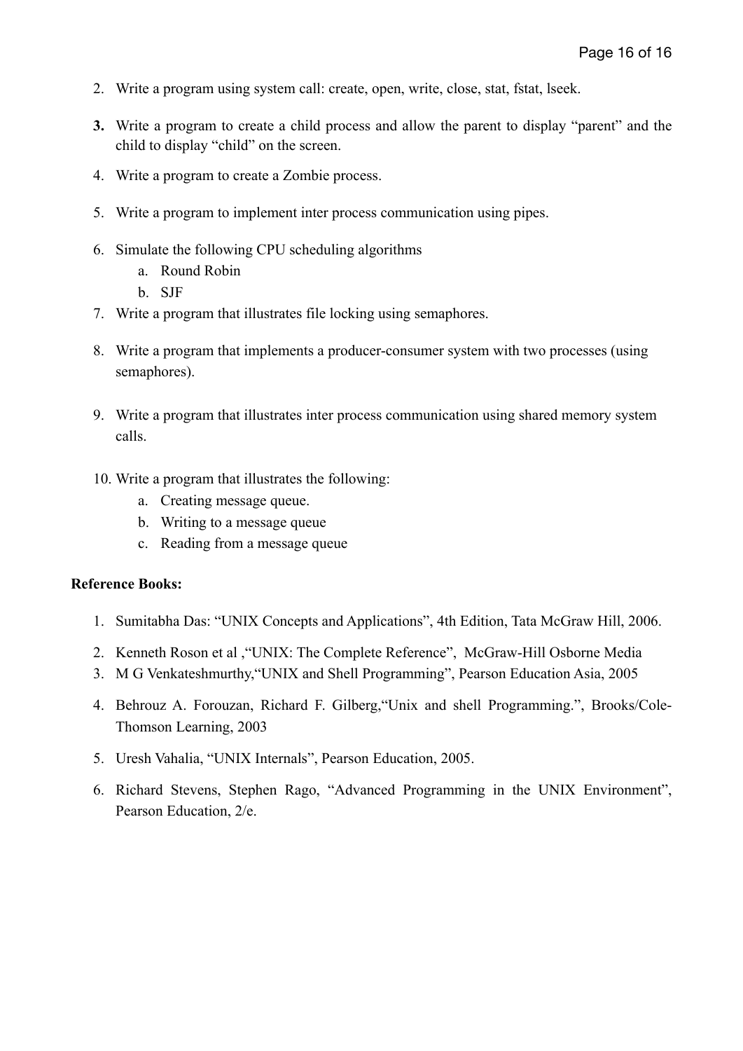2. Write a program using system call: create, open, write, close, stat, fstat, lseek.
3. Write a program to create a child process and allow the parent to display "parent" and the child to display "child" on the screen.
4. Write a program to create a Zombie process.
5. Write a program to implement inter process communication using pipes.
6. Simulate the following CPU scheduling algorithms
   a. Round Robin
   b. SJF
7. Write a program that illustrates file locking using semaphores.
8. Write a program that implements a producer-consumer system with two processes (using semaphores).
9. Write a program that illustrates inter process communication using shared memory system calls.
10. Write a program that illustrates the following:
    a. Creating message queue.
    b. Writing to a message queue
    c. Reading from a message queue

**Reference Books:**

1. Sumitabha Das: "UNIX Concepts and Applications", 4th Edition, Tata McGraw Hill, 2006.
2. Kenneth Roson et al ,"UNIX: The Complete Reference", McGraw-Hill Osborne Media
3. M G Venkateshmurthy,"UNIX and Shell Programming", Pearson Education Asia, 2005
4. Behrouz A. Forouzan, Richard F. Gilberg,"Unix and shell Programming.", Brooks/Cole-Thomson Learning, 2003
5. Uresh Vahalia, "UNIX Internals", Pearson Education, 2005.
6. Richard Stevens, Stephen Rago, "Advanced Programming in the UNIX Environment", Pearson Education, 2/e.